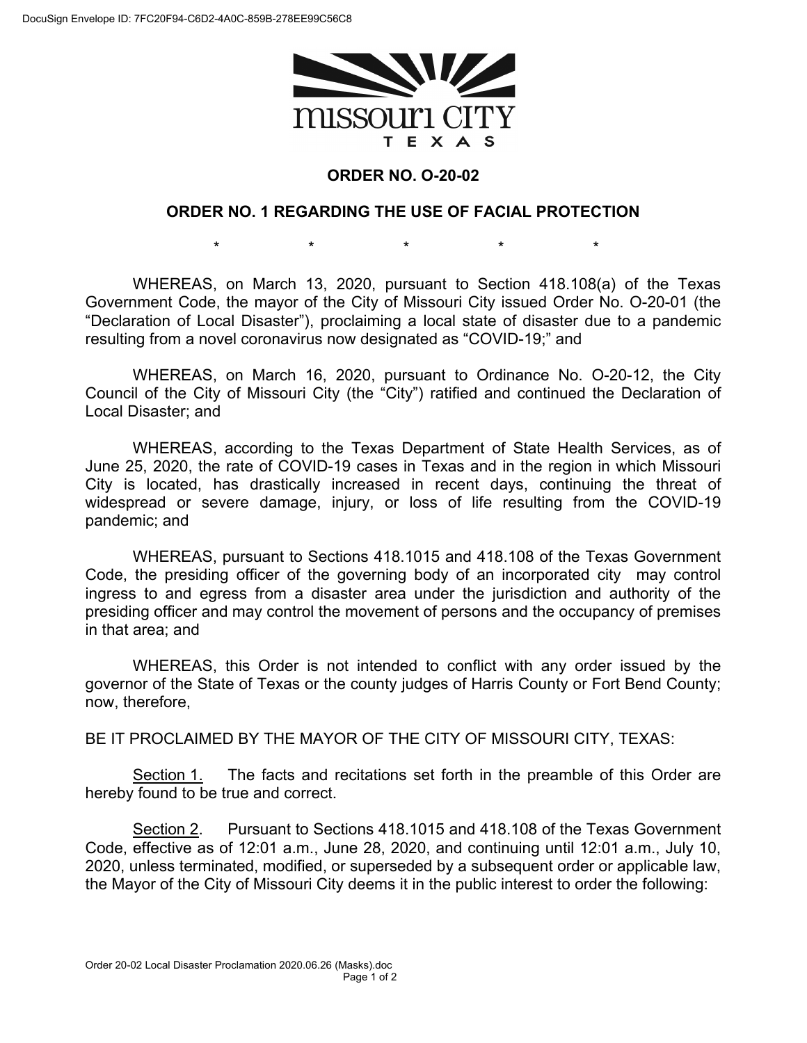DocuSign Envelope ID: 7FC20F94-C6D2-4A0C-859B-278EE99C56C8

missouri CITY
TEXAS

## ORDER NO. O-20-02

## ORDER NO. 1 REGARDING THE USE OF FACIAL PROTECTION

\* \* \* \* \*

WHEREAS, on March 13, 2020, pursuant to Section 418.108(a) of the Texas Government Code, the mayor of the City of Missouri City issued Order No. O-20-01 (the "Declaration of Local Disaster"), proclaiming a local state of disaster due to a pandemic resulting from a novel coronavirus now designated as "COVID-19;" and

WHEREAS, on March 16, 2020, pursuant to Ordinance No. O-20-12, the City Council of the City of Missouri City (the "City") ratified and continued the Declaration of Local Disaster; and

WHEREAS, according to the Texas Department of State Health Services, as of June 25, 2020, the rate of COVID-19 cases in Texas and in the region in which Missouri City is located, has drastically increased in recent days, continuing the threat of widespread or severe damage, injury, or loss of life resulting from the COVID-19 pandemic; and

WHEREAS, pursuant to Sections 418.1015 and 418.108 of the Texas Government Code, the presiding officer of the governing body of an incorporated city may control ingress to and egress from a disaster area under the jurisdiction and authority of the presiding officer and may control the movement of persons and the occupancy of premises in that area; and

WHEREAS, this Order is not intended to conflict with any order issued by the governor of the State of Texas or the county judges of Harris County or Fort Bend County; now, therefore,

BE IT PROCLAIMED BY THE MAYOR OF THE CITY OF MISSOURI CITY, TEXAS:

Section 1. The facts and recitations set forth in the preamble of this Order are hereby found to be true and correct.

Section 2. Pursuant to Sections 418.1015 and 418.108 of the Texas Government Code, effective as of 12:01 a.m., June 28, 2020, and continuing until 12:01 a.m., July 10, 2020, unless terminated, modified, or superseded by a subsequent order or applicable law, the Mayor of the City of Missouri City deems it in the public interest to order the following:

Order 20-02 Local Disaster Proclamation 2020.06.26 (Masks).doc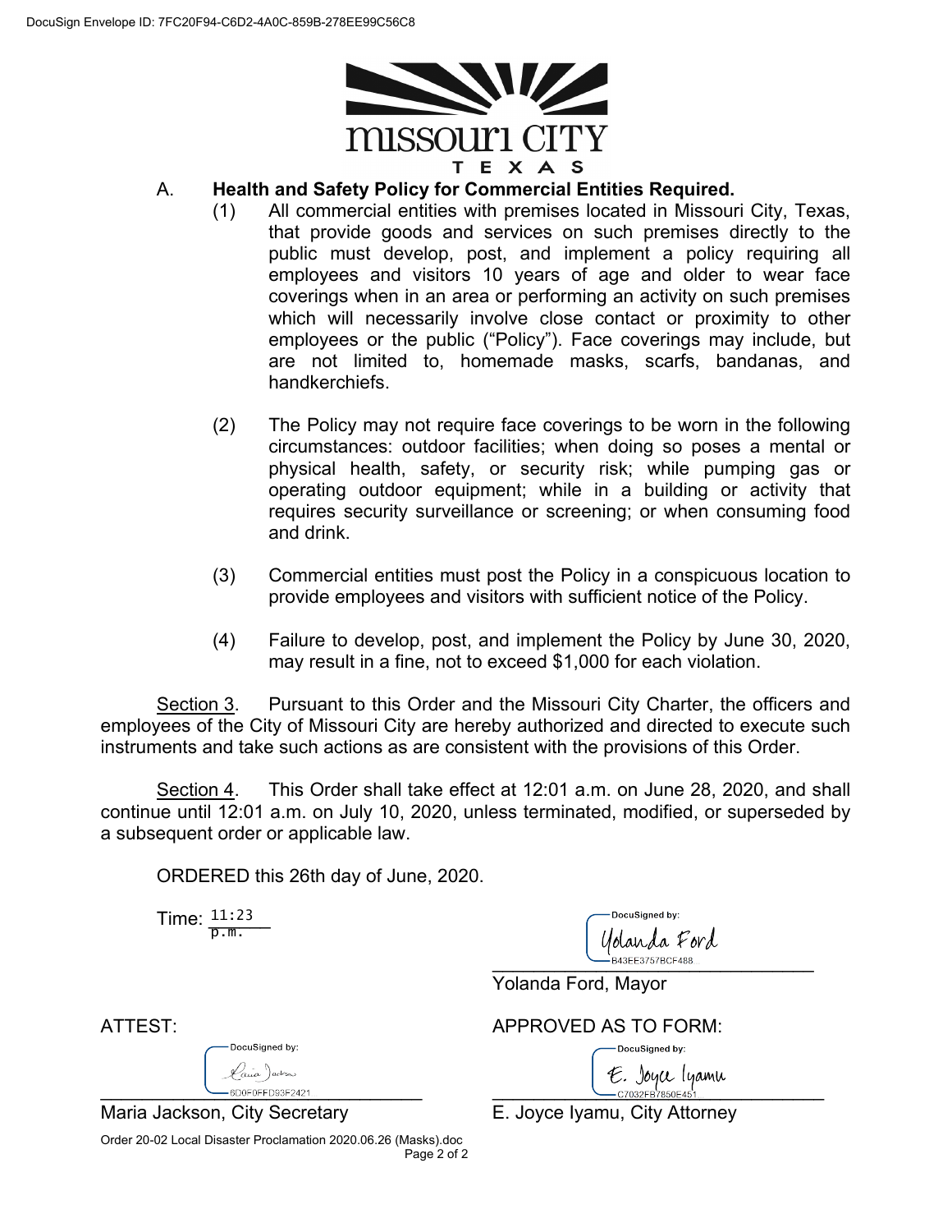A. **Health and Safety Policy for Commercial Entities Required.**

(1) All commercial entities with premises located in Missouri City, Texas, that provide goods and services on such premises directly to the public must develop, post, and implement a policy requiring all employees and visitors 10 years of age and older to wear face coverings when in an area or performing an activity on such premises which will necessarily involve close contact or proximity to other employees or the public ("Policy"). Face coverings may include, but are not limited to, homemade masks, scarfs, bandanas, and handkerchiefs.

(2) The Policy may not require face coverings to be worn in the following circumstances: outdoor facilities; when doing so poses a mental or physical health, safety, or security risk; while pumping gas or operating outdoor equipment; while in a building or activity that requires security surveillance or screening; or when consuming food and drink.

(3) Commercial entities must post the Policy in a conspicuous location to provide employees and visitors with sufficient notice of the Policy.

(4) Failure to develop, post, and implement the Policy by June 30, 2020, may result in a fine, not to exceed $1,000 for each violation.

Section 3. Pursuant to this Order and the Missouri City Charter, the officers and employees of the City of Missouri City are hereby authorized and directed to execute such instruments and take such actions as are consistent with the provisions of this Order.

Section 4. This Order shall take effect at 12:01 a.m. on June 28, 2020, and shall continue until 12:01 a.m. on July 10, 2020, unless terminated, modified, or superseded by a subsequent order or applicable law.

ORDERED this 26th day of June, 2020.

Time: 11:23 p.m.

DocuSigned by: Yolanda Ford
B43EE3757BCF488

Yolanda Ford, Mayor

ATTEST:

DocuSigned by: Maria Jackson
6D0F0FFD93F2421

Maria Jackson, City Secretary

APPROVED AS TO FORM:

DocuSigned by: E. Joyce Iyamu
C7032FB7850E451

E. Joyce Iyamu, City Attorney

Order 20-02 Local Disaster Proclamation 2020.06.26 (Masks).doc